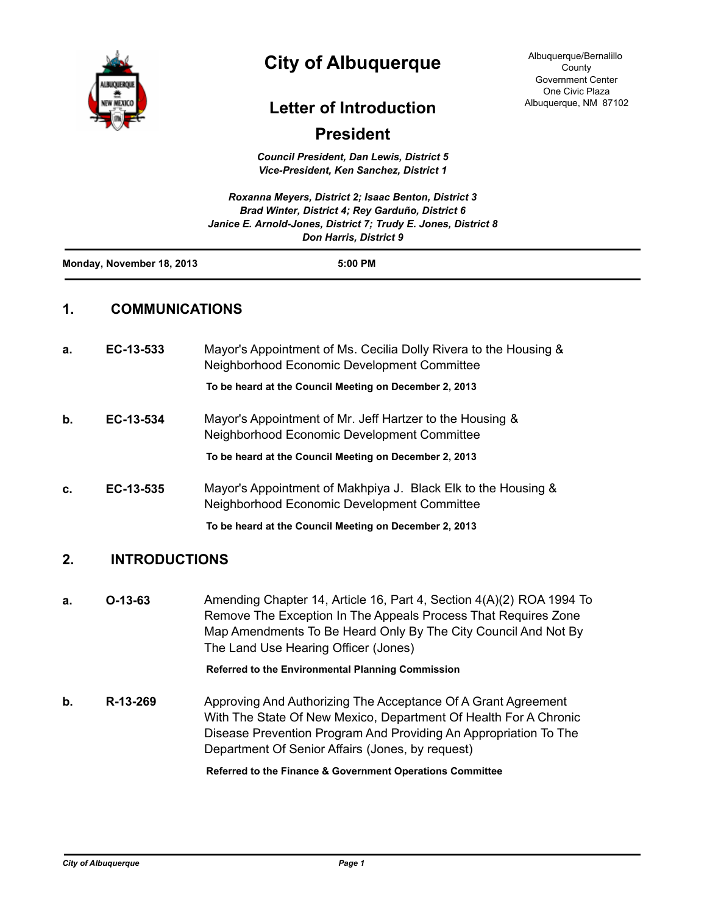# City of Albuquerque

Albuquerque/Bernalillo County
Government Center
One Civic Plaza
Albuquerque, NM 87102

## Letter of Introduction

## President

*Council President, Dan Lewis, District 5*
*Vice-President, Ken Sanchez, District 1*

*Roxanna Meyers, District 2; Isaac Benton, District 3*
*Brad Winter, District 4; Rey Garduño, District 6*
*Janice E. Arnold-Jones, District 7; Trudy E. Jones, District 8*
*Don Harris, District 9*

---

**Monday, November 18, 2013** **5:00 PM**

---

## 1. COMMUNICATIONS

**a. EC-13-533** Mayor's Appointment of Ms. Cecilia Dolly Rivera to the Housing & Neighborhood Economic Development Committee

**To be heard at the Council Meeting on December 2, 2013**

**b. EC-13-534** Mayor's Appointment of Mr. Jeff Hartzer to the Housing & Neighborhood Economic Development Committee

**To be heard at the Council Meeting on December 2, 2013**

**c. EC-13-535** Mayor's Appointment of Makhpiya J. Black Elk to the Housing & Neighborhood Economic Development Committee

**To be heard at the Council Meeting on December 2, 2013**

## 2. INTRODUCTIONS

**a. O-13-63** Amending Chapter 14, Article 16, Part 4, Section 4(A)(2) ROA 1994 To Remove The Exception In The Appeals Process That Requires Zone Map Amendments To Be Heard Only By The City Council And Not By The Land Use Hearing Officer (Jones)

**Referred to the Environmental Planning Commission**

**b. R-13-269** Approving And Authorizing The Acceptance Of A Grant Agreement With The State Of New Mexico, Department Of Health For A Chronic Disease Prevention Program And Providing An Appropriation To The Department Of Senior Affairs (Jones, by request)

**Referred to the Finance & Government Operations Committee**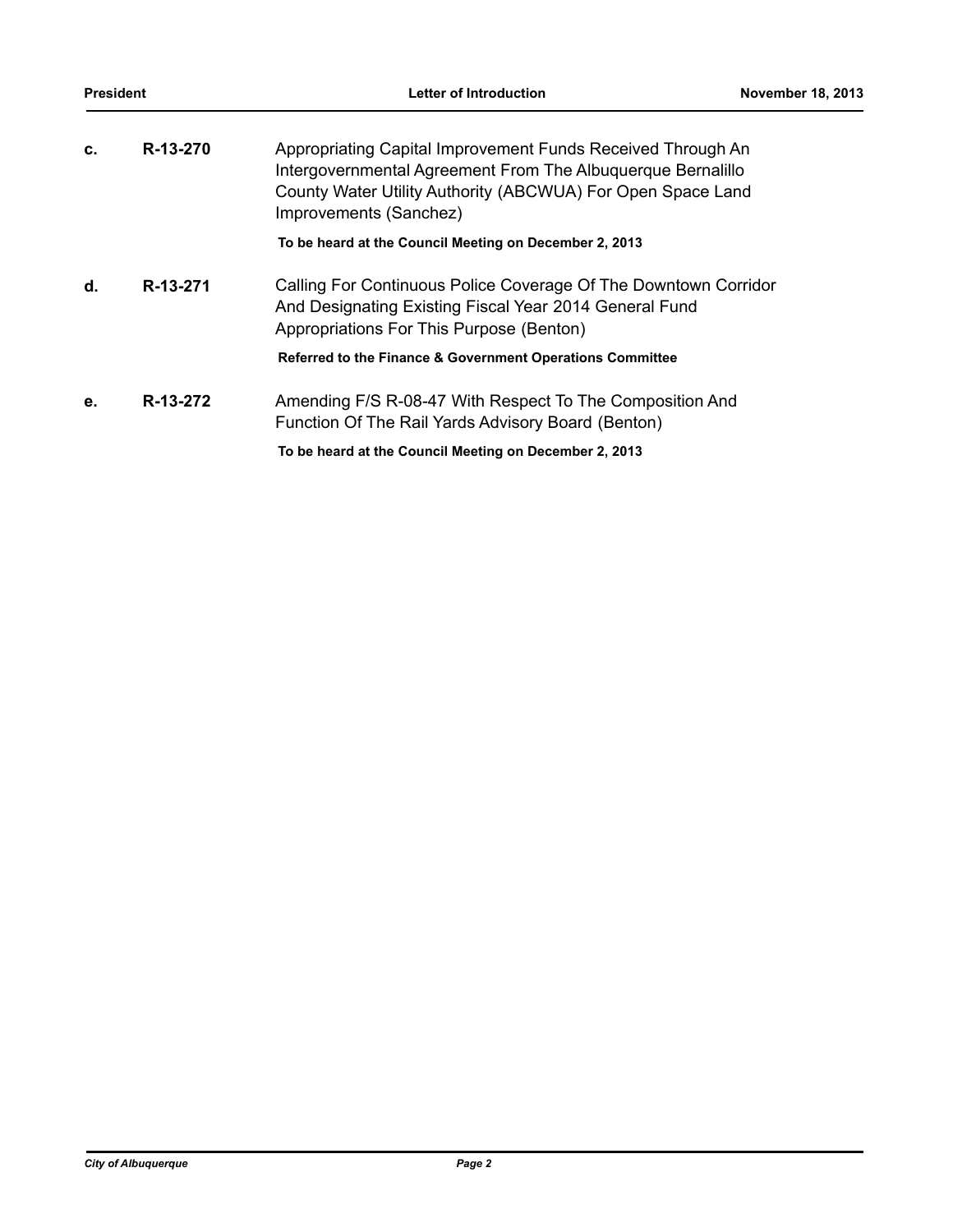**c.** **R-13-270** Appropriating Capital Improvement Funds Received Through An Intergovernmental Agreement From The Albuquerque Bernalillo County Water Utility Authority (ABCWUA) For Open Space Land Improvements (Sanchez)

**To be heard at the Council Meeting on December 2, 2013**

**d.** **R-13-271** Calling For Continuous Police Coverage Of The Downtown Corridor And Designating Existing Fiscal Year 2014 General Fund Appropriations For This Purpose (Benton)

**Referred to the Finance & Government Operations Committee**

**e.** **R-13-272** Amending F/S R-08-47 With Respect To The Composition And Function Of The Rail Yards Advisory Board (Benton)

**To be heard at the Council Meeting on December 2, 2013**